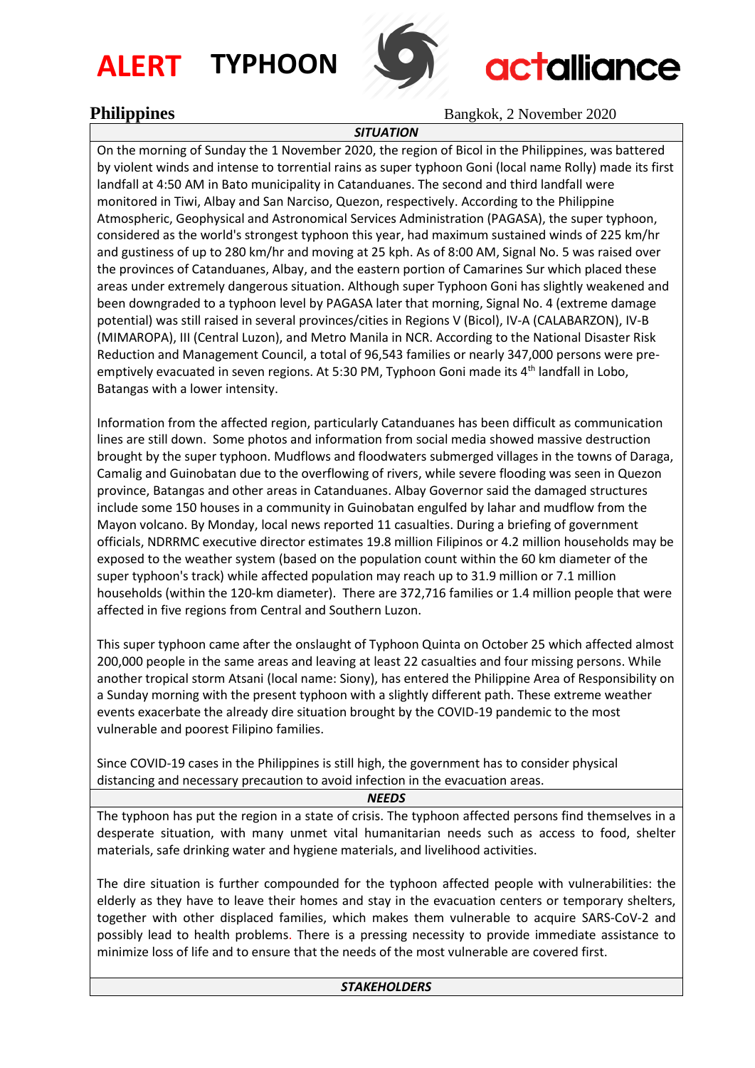# ALERT TYPHOON

**actalliance**

## Philippines

Bangkok, 2 November 2020

***SITUATION***

On the morning of Sunday the 1 November 2020, the region of Bicol in the Philippines, was battered by violent winds and intense to torrential rains as super typhoon Goni (local name Rolly) made its first landfall at 4:50 AM in Bato municipality in Catanduanes. The second and third landfall were monitored in Tiwi, Albay and San Narciso, Quezon, respectively. According to the Philippine Atmospheric, Geophysical and Astronomical Services Administration (PAGASA), the super typhoon, considered as the world's strongest typhoon this year, had maximum sustained winds of 225 km/hr and gustiness of up to 280 km/hr and moving at 25 kph. As of 8:00 AM, Signal No. 5 was raised over the provinces of Catanduanes, Albay, and the eastern portion of Camarines Sur which placed these areas under extremely dangerous situation. Although super Typhoon Goni has slightly weakened and been downgraded to a typhoon level by PAGASA later that morning, Signal No. 4 (extreme damage potential) was still raised in several provinces/cities in Regions V (Bicol), IV-A (CALABARZON), IV-B (MIMAROPA), III (Central Luzon), and Metro Manila in NCR. According to the National Disaster Risk Reduction and Management Council, a total of 96,543 families or nearly 347,000 persons were pre-emptively evacuated in seven regions. At 5:30 PM, Typhoon Goni made its 4th landfall in Lobo, Batangas with a lower intensity.

Information from the affected region, particularly Catanduanes has been difficult as communication lines are still down. Some photos and information from social media showed massive destruction brought by the super typhoon. Mudflows and floodwaters submerged villages in the towns of Daraga, Camalig and Guinobatan due to the overflowing of rivers, while severe flooding was seen in Quezon province, Batangas and other areas in Catanduanes. Albay Governor said the damaged structures include some 150 houses in a community in Guinobatan engulfed by lahar and mudflow from the Mayon volcano. By Monday, local news reported 11 casualties. During a briefing of government officials, NDRRMC executive director estimates 19.8 million Filipinos or 4.2 million households may be exposed to the weather system (based on the population count within the 60 km diameter of the super typhoon's track) while affected population may reach up to 31.9 million or 7.1 million households (within the 120-km diameter). There are 372,716 families or 1.4 million people that were affected in five regions from Central and Southern Luzon.

This super typhoon came after the onslaught of Typhoon Quinta on October 25 which affected almost 200,000 people in the same areas and leaving at least 22 casualties and four missing persons. While another tropical storm Atsani (local name: Siony), has entered the Philippine Area of Responsibility on a Sunday morning with the present typhoon with a slightly different path. These extreme weather events exacerbate the already dire situation brought by the COVID-19 pandemic to the most vulnerable and poorest Filipino families.

Since COVID-19 cases in the Philippines is still high, the government has to consider physical distancing and necessary precaution to avoid infection in the evacuation areas.

***NEEDS***

The typhoon has put the region in a state of crisis. The typhoon affected persons find themselves in a desperate situation, with many unmet vital humanitarian needs such as access to food, shelter materials, safe drinking water and hygiene materials, and livelihood activities.

The dire situation is further compounded for the typhoon affected people with vulnerabilities: the elderly as they have to leave their homes and stay in the evacuation centers or temporary shelters, together with other displaced families, which makes them vulnerable to acquire SARS-CoV-2 and possibly lead to health problems. There is a pressing necessity to provide immediate assistance to minimize loss of life and to ensure that the needs of the most vulnerable are covered first.

***STAKEHOLDERS***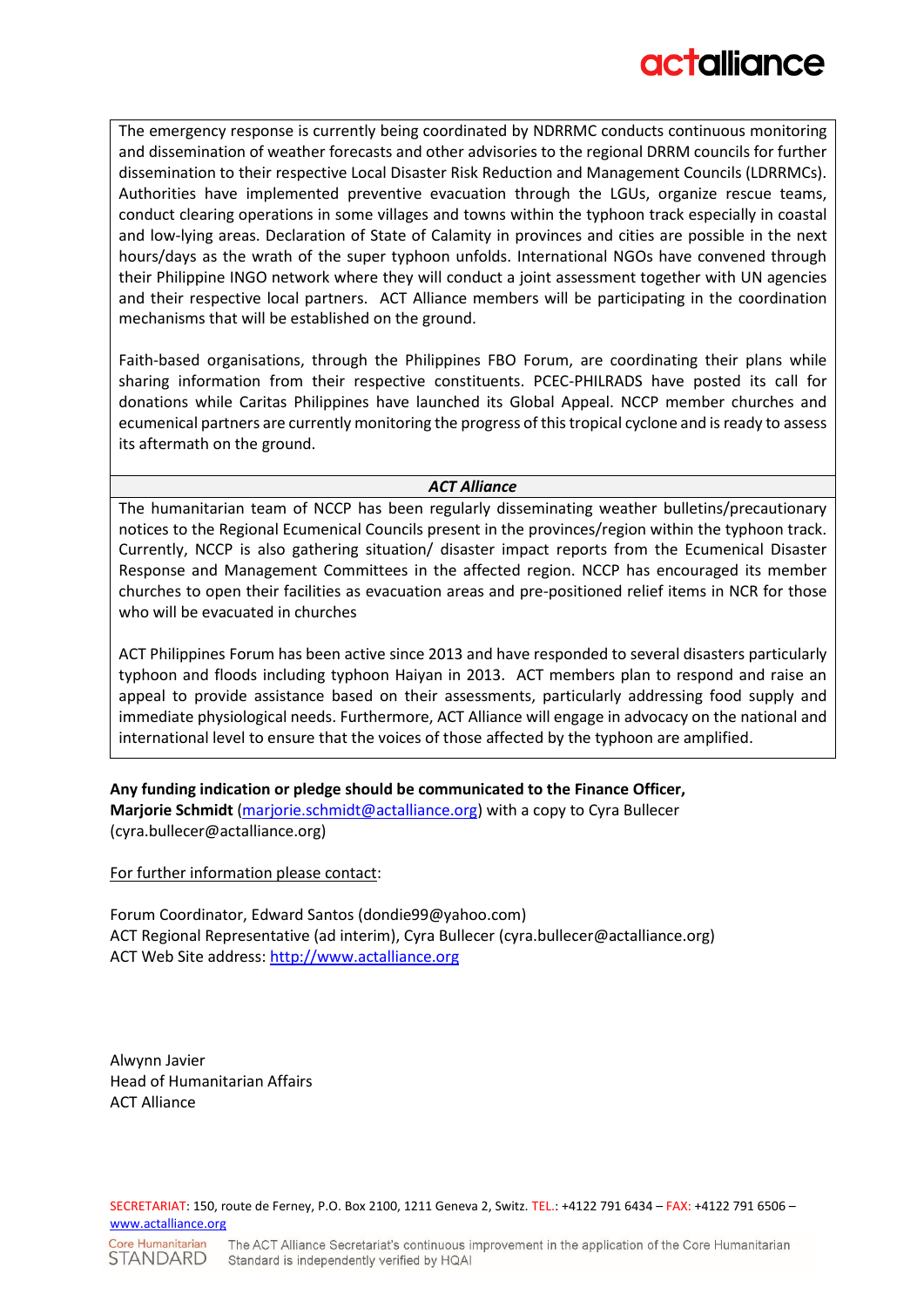The emergency response is currently being coordinated by NDRRMC conducts continuous monitoring and dissemination of weather forecasts and other advisories to the regional DRRM councils for further dissemination to their respective Local Disaster Risk Reduction and Management Councils (LDRRMCs). Authorities have implemented preventive evacuation through the LGUs, organize rescue teams, conduct clearing operations in some villages and towns within the typhoon track especially in coastal and low-lying areas. Declaration of State of Calamity in provinces and cities are possible in the next hours/days as the wrath of the super typhoon unfolds. International NGOs have convened through their Philippine INGO network where they will conduct a joint assessment together with UN agencies and their respective local partners. ACT Alliance members will be participating in the coordination mechanisms that will be established on the ground.

Faith-based organisations, through the Philippines FBO Forum, are coordinating their plans while sharing information from their respective constituents. PCEC-PHILRADS have posted its call for donations while Caritas Philippines have launched its Global Appeal. NCCP member churches and ecumenical partners are currently monitoring the progress of this tropical cyclone and is ready to assess its aftermath on the ground.

***ACT Alliance***

The humanitarian team of NCCP has been regularly disseminating weather bulletins/precautionary notices to the Regional Ecumenical Councils present in the provinces/region within the typhoon track. Currently, NCCP is also gathering situation/ disaster impact reports from the Ecumenical Disaster Response and Management Committees in the affected region. NCCP has encouraged its member churches to open their facilities as evacuation areas and pre-positioned relief items in NCR for those who will be evacuated in churches

ACT Philippines Forum has been active since 2013 and have responded to several disasters particularly typhoon and floods including typhoon Haiyan in 2013. ACT members plan to respond and raise an appeal to provide assistance based on their assessments, particularly addressing food supply and immediate physiological needs. Furthermore, ACT Alliance will engage in advocacy on the national and international level to ensure that the voices of those affected by the typhoon are amplified.

**Any funding indication or pledge should be communicated to the Finance Officer, Marjorie Schmidt** (marjorie.schmidt@actalliance.org) with a copy to Cyra Bullecer (cyra.bullecer@actalliance.org)

For further information please contact:

Forum Coordinator, Edward Santos (dondie99@yahoo.com)
ACT Regional Representative (ad interim), Cyra Bullecer (cyra.bullecer@actalliance.org)
ACT Web Site address: http://www.actalliance.org

Alwynn Javier
Head of Humanitarian Affairs
ACT Alliance